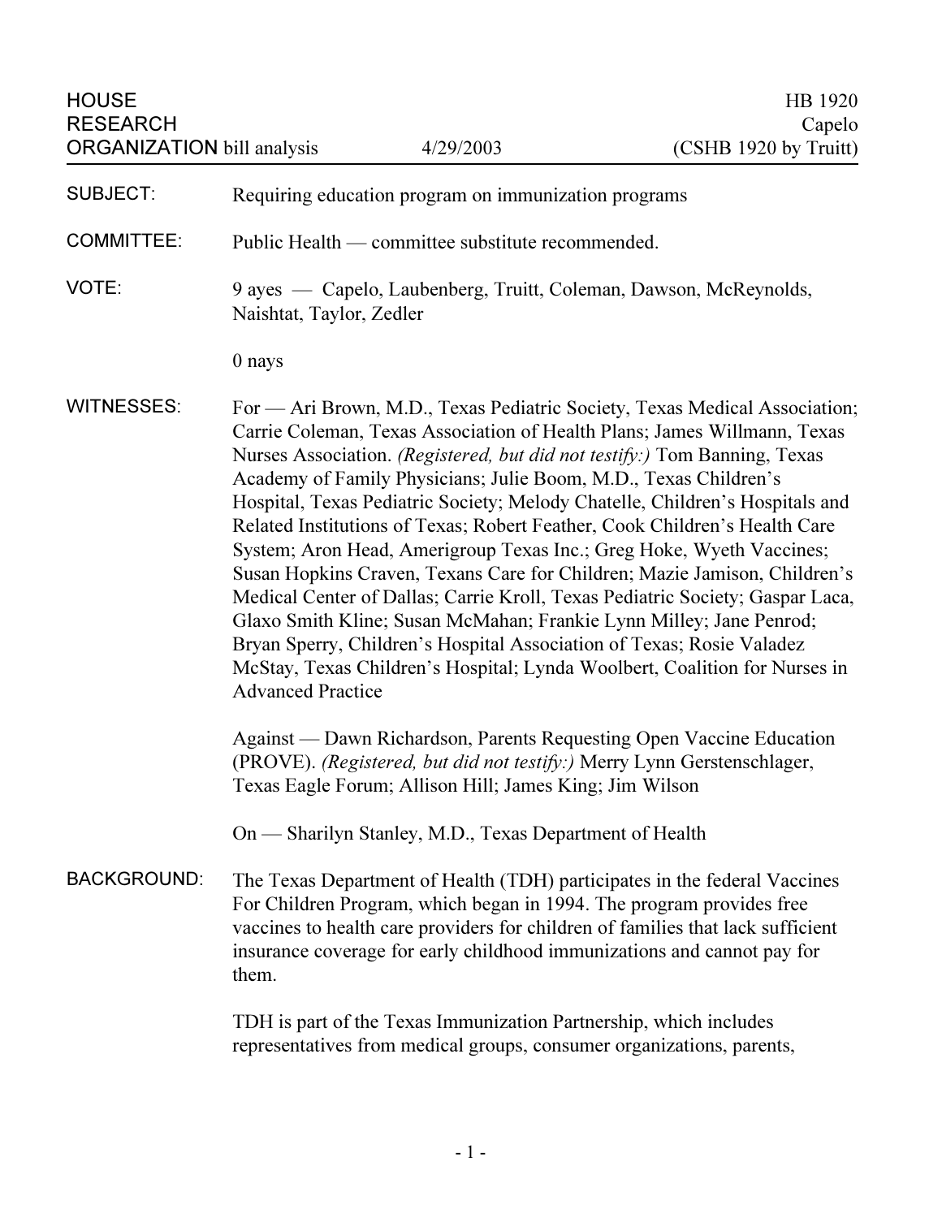HOUSE RESEARCH ORGANIZATION bill analysis — 4/29/2003

HB 1920
Capelo
(CSHB 1920 by Truitt)

**SUBJECT:** Requiring education program on immunization programs

**COMMITTEE:** Public Health — committee substitute recommended.

**VOTE:** 9 ayes — Capelo, Laubenberg, Truitt, Coleman, Dawson, McReynolds, Naishtat, Taylor, Zedler

0 nays

**WITNESSES:** For — Ari Brown, M.D., Texas Pediatric Society, Texas Medical Association; Carrie Coleman, Texas Association of Health Plans; James Willmann, Texas Nurses Association. *(Registered, but did not testify:)* Tom Banning, Texas Academy of Family Physicians; Julie Boom, M.D., Texas Children's Hospital, Texas Pediatric Society; Melody Chatelle, Children's Hospitals and Related Institutions of Texas; Robert Feather, Cook Children's Health Care System; Aron Head, Amerigroup Texas Inc.; Greg Hoke, Wyeth Vaccines; Susan Hopkins Craven, Texans Care for Children; Mazie Jamison, Children's Medical Center of Dallas; Carrie Kroll, Texas Pediatric Society; Gaspar Laca, Glaxo Smith Kline; Susan McMahan; Frankie Lynn Milley; Jane Penrod; Bryan Sperry, Children's Hospital Association of Texas; Rosie Valadez McStay, Texas Children's Hospital; Lynda Woolbert, Coalition for Nurses in Advanced Practice

Against — Dawn Richardson, Parents Requesting Open Vaccine Education (PROVE). *(Registered, but did not testify:)* Merry Lynn Gerstenschlager, Texas Eagle Forum; Allison Hill; James King; Jim Wilson

On — Sharilyn Stanley, M.D., Texas Department of Health

**BACKGROUND:** The Texas Department of Health (TDH) participates in the federal Vaccines For Children Program, which began in 1994. The program provides free vaccines to health care providers for children of families that lack sufficient insurance coverage for early childhood immunizations and cannot pay for them.

TDH is part of the Texas Immunization Partnership, which includes representatives from medical groups, consumer organizations, parents,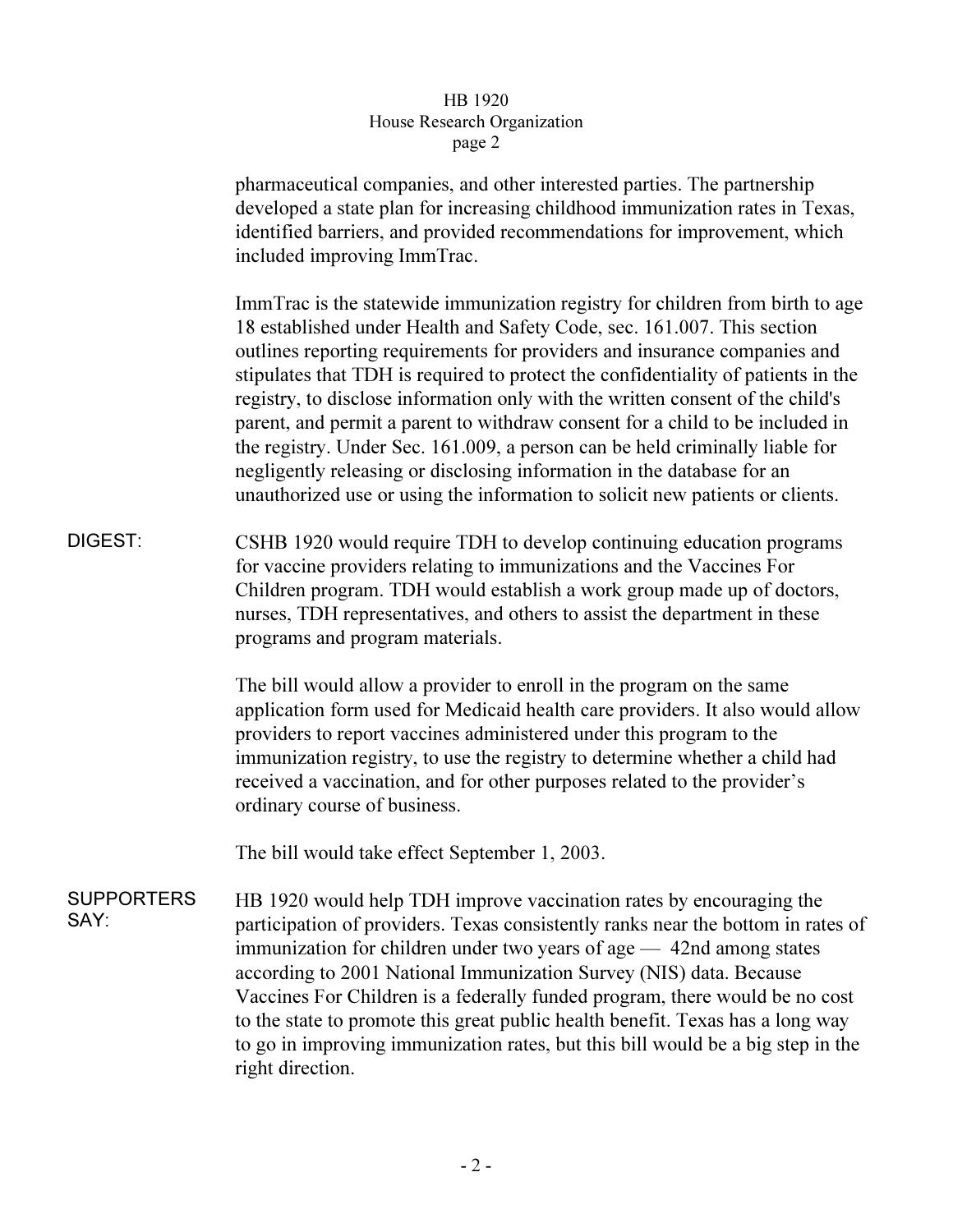pharmaceutical companies, and other interested parties. The partnership developed a state plan for increasing childhood immunization rates in Texas, identified barriers, and provided recommendations for improvement, which included improving ImmTrac.

ImmTrac is the statewide immunization registry for children from birth to age 18 established under Health and Safety Code, sec. 161.007. This section outlines reporting requirements for providers and insurance companies and stipulates that TDH is required to protect the confidentiality of patients in the registry, to disclose information only with the written consent of the child's parent, and permit a parent to withdraw consent for a child to be included in the registry. Under Sec. 161.009, a person can be held criminally liable for negligently releasing or disclosing information in the database for an unauthorized use or using the information to solicit new patients or clients.

**DIGEST:**

CSHB 1920 would require TDH to develop continuing education programs for vaccine providers relating to immunizations and the Vaccines For Children program. TDH would establish a work group made up of doctors, nurses, TDH representatives, and others to assist the department in these programs and program materials.

The bill would allow a provider to enroll in the program on the same application form used for Medicaid health care providers. It also would allow providers to report vaccines administered under this program to the immunization registry, to use the registry to determine whether a child had received a vaccination, and for other purposes related to the provider's ordinary course of business.

The bill would take effect September 1, 2003.

**SUPPORTERS SAY:**

HB 1920 would help TDH improve vaccination rates by encouraging the participation of providers. Texas consistently ranks near the bottom in rates of immunization for children under two years of age — 42nd among states according to 2001 National Immunization Survey (NIS) data. Because Vaccines For Children is a federally funded program, there would be no cost to the state to promote this great public health benefit. Texas has a long way to go in improving immunization rates, but this bill would be a big step in the right direction.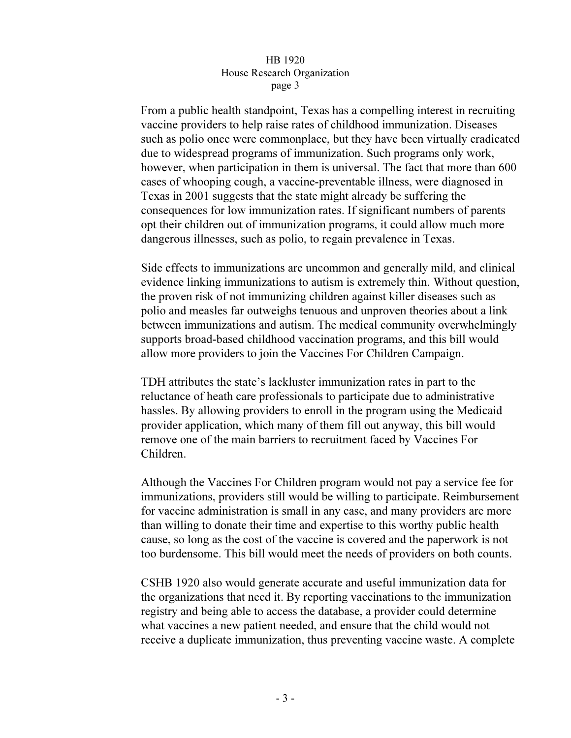From a public health standpoint, Texas has a compelling interest in recruiting vaccine providers to help raise rates of childhood immunization. Diseases such as polio once were commonplace, but they have been virtually eradicated due to widespread programs of immunization. Such programs only work, however, when participation in them is universal. The fact that more than 600 cases of whooping cough, a vaccine-preventable illness, were diagnosed in Texas in 2001 suggests that the state might already be suffering the consequences for low immunization rates. If significant numbers of parents opt their children out of immunization programs, it could allow much more dangerous illnesses, such as polio, to regain prevalence in Texas.

Side effects to immunizations are uncommon and generally mild, and clinical evidence linking immunizations to autism is extremely thin. Without question, the proven risk of not immunizing children against killer diseases such as polio and measles far outweighs tenuous and unproven theories about a link between immunizations and autism. The medical community overwhelmingly supports broad-based childhood vaccination programs, and this bill would allow more providers to join the Vaccines For Children Campaign.

TDH attributes the state's lackluster immunization rates in part to the reluctance of heath care professionals to participate due to administrative hassles. By allowing providers to enroll in the program using the Medicaid provider application, which many of them fill out anyway, this bill would remove one of the main barriers to recruitment faced by Vaccines For Children.

Although the Vaccines For Children program would not pay a service fee for immunizations, providers still would be willing to participate. Reimbursement for vaccine administration is small in any case, and many providers are more than willing to donate their time and expertise to this worthy public health cause, so long as the cost of the vaccine is covered and the paperwork is not too burdensome. This bill would meet the needs of providers on both counts.

CSHB 1920 also would generate accurate and useful immunization data for the organizations that need it. By reporting vaccinations to the immunization registry and being able to access the database, a provider could determine what vaccines a new patient needed, and ensure that the child would not receive a duplicate immunization, thus preventing vaccine waste. A complete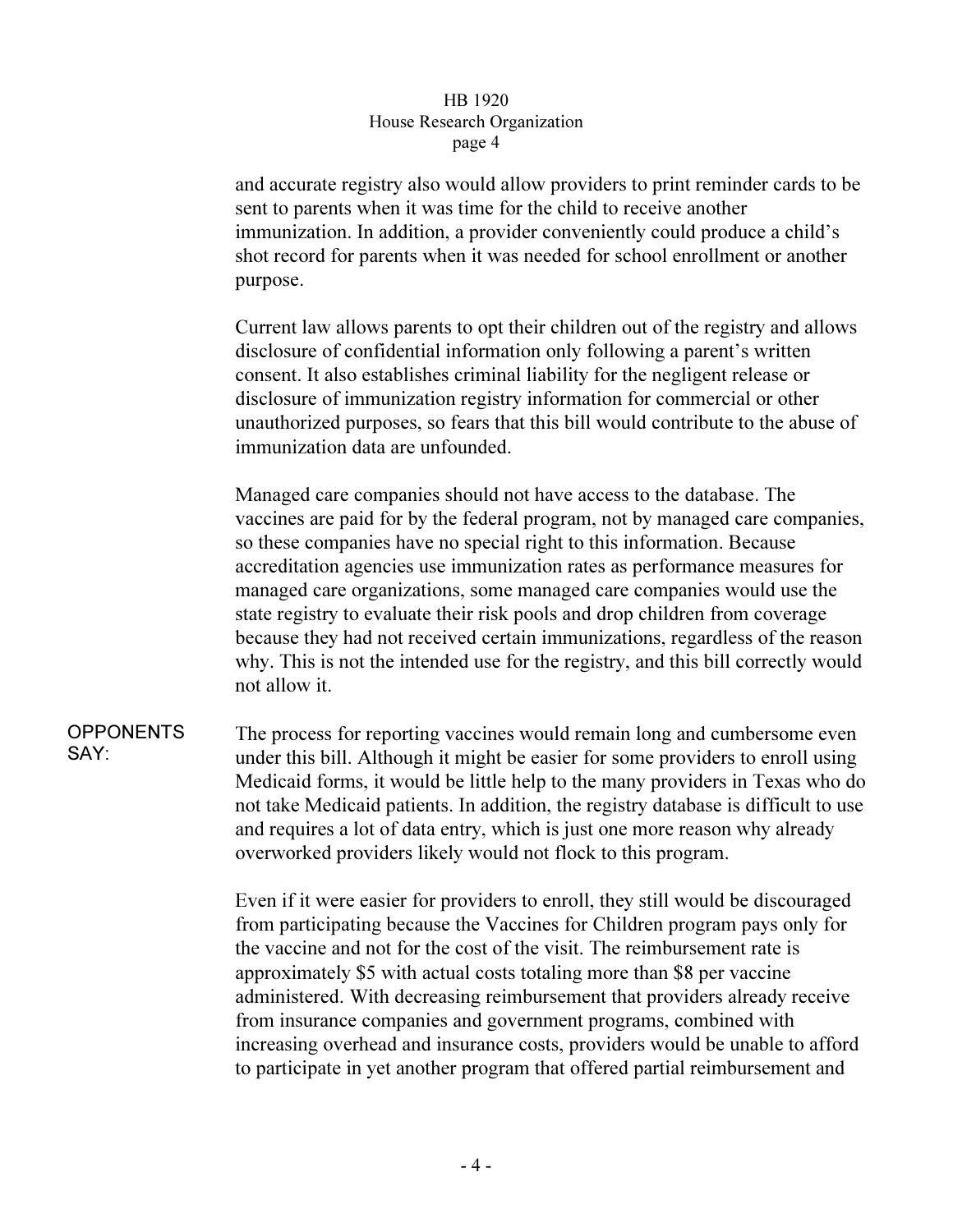and accurate registry also would allow providers to print reminder cards to be sent to parents when it was time for the child to receive another immunization. In addition, a provider conveniently could produce a child's shot record for parents when it was needed for school enrollment or another purpose.

Current law allows parents to opt their children out of the registry and allows disclosure of confidential information only following a parent's written consent. It also establishes criminal liability for the negligent release or disclosure of immunization registry information for commercial or other unauthorized purposes, so fears that this bill would contribute to the abuse of immunization data are unfounded.

Managed care companies should not have access to the database. The vaccines are paid for by the federal program, not by managed care companies, so these companies have no special right to this information. Because accreditation agencies use immunization rates as performance measures for managed care organizations, some managed care companies would use the state registry to evaluate their risk pools and drop children from coverage because they had not received certain immunizations, regardless of the reason why. This is not the intended use for the registry, and this bill correctly would not allow it.

**OPPONENTS SAY:**

The process for reporting vaccines would remain long and cumbersome even under this bill. Although it might be easier for some providers to enroll using Medicaid forms, it would be little help to the many providers in Texas who do not take Medicaid patients. In addition, the registry database is difficult to use and requires a lot of data entry, which is just one more reason why already overworked providers likely would not flock to this program.

Even if it were easier for providers to enroll, they still would be discouraged from participating because the Vaccines for Children program pays only for the vaccine and not for the cost of the visit. The reimbursement rate is approximately $5 with actual costs totaling more than $8 per vaccine administered. With decreasing reimbursement that providers already receive from insurance companies and government programs, combined with increasing overhead and insurance costs, providers would be unable to afford to participate in yet another program that offered partial reimbursement and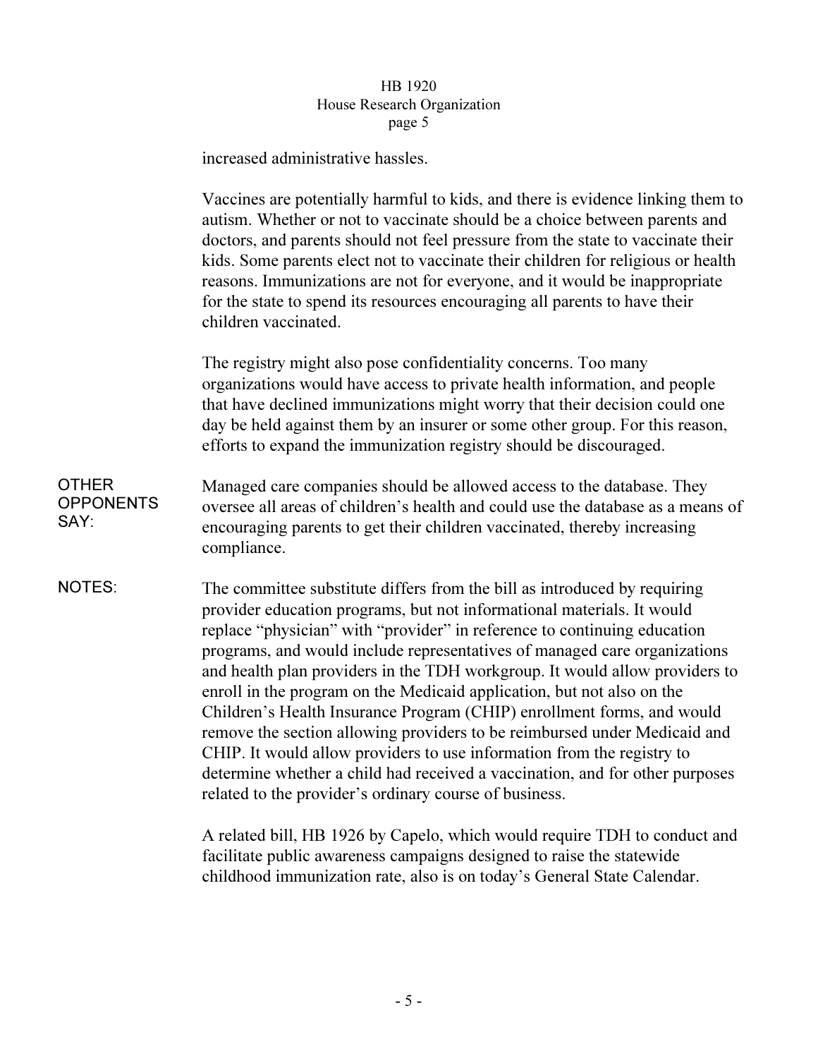increased administrative hassles.

Vaccines are potentially harmful to kids, and there is evidence linking them to autism. Whether or not to vaccinate should be a choice between parents and doctors, and parents should not feel pressure from the state to vaccinate their kids. Some parents elect not to vaccinate their children for religious or health reasons. Immunizations are not for everyone, and it would be inappropriate for the state to spend its resources encouraging all parents to have their children vaccinated.

The registry might also pose confidentiality concerns. Too many organizations would have access to private health information, and people that have declined immunizations might worry that their decision could one day be held against them by an insurer or some other group. For this reason, efforts to expand the immunization registry should be discouraged.

**OTHER OPPONENTS SAY:**

Managed care companies should be allowed access to the database. They oversee all areas of children's health and could use the database as a means of encouraging parents to get their children vaccinated, thereby increasing compliance.

**NOTES:**

The committee substitute differs from the bill as introduced by requiring provider education programs, but not informational materials. It would replace "physician" with "provider" in reference to continuing education programs, and would include representatives of managed care organizations and health plan providers in the TDH workgroup. It would allow providers to enroll in the program on the Medicaid application, but not also on the Children's Health Insurance Program (CHIP) enrollment forms, and would remove the section allowing providers to be reimbursed under Medicaid and CHIP. It would allow providers to use information from the registry to determine whether a child had received a vaccination, and for other purposes related to the provider's ordinary course of business.

A related bill, HB 1926 by Capelo, which would require TDH to conduct and facilitate public awareness campaigns designed to raise the statewide childhood immunization rate, also is on today's General State Calendar.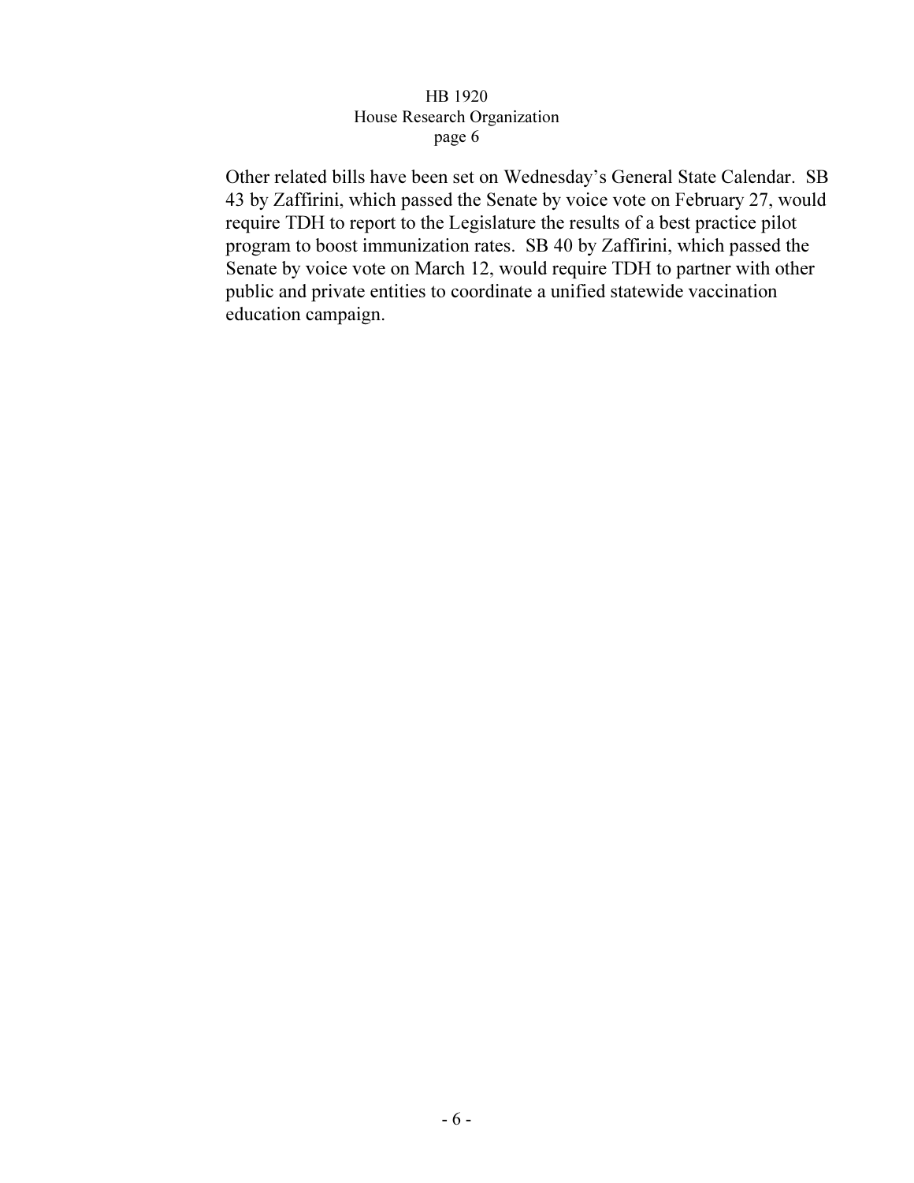Other related bills have been set on Wednesday's General State Calendar. SB 43 by Zaffirini, which passed the Senate by voice vote on February 27, would require TDH to report to the Legislature the results of a best practice pilot program to boost immunization rates. SB 40 by Zaffirini, which passed the Senate by voice vote on March 12, would require TDH to partner with other public and private entities to coordinate a unified statewide vaccination education campaign.